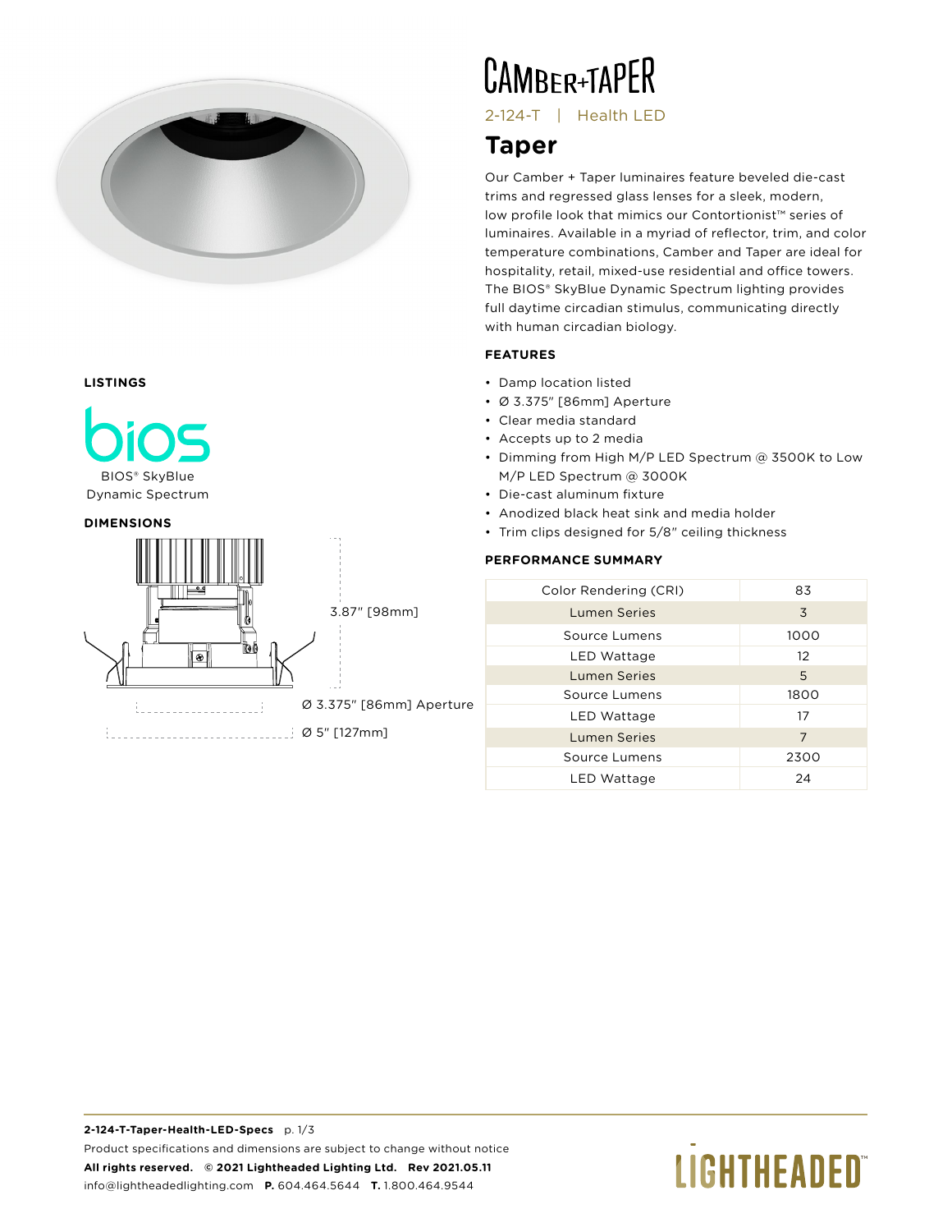# CAMBER+TAPER

2-124-T | Health LED

## Taper

Our Camber + Taper luminaires feature beveled die-cast trims and regressed glass lenses for a sleek, modern, low profile look that mimics our Contortionist™ series of luminaires. Available in a myriad of reflector, trim, and color temperature combinations, Camber and Taper are ideal for hospitality, retail, mixed-use residential and office towers. The BIOS® SkyBlue Dynamic Spectrum lighting provides full daytime circadian stimulus, communicating directly with human circadian biology.

### FEATURES

- Damp location listed
- Ø 3.375" [86mm] Aperture
- Clear media standard
- Accepts up to 2 media
- Dimming from High M/P LED Spectrum @ 3500K to Low M/P LED Spectrum @ 3000K
- Die-cast aluminum fixture
- Anodized black heat sink and media holder
- Trim clips designed for 5/8" ceiling thickness

### PERFORMANCE SUMMARY

| | |
|---|---|
| Color Rendering (CRI) | 83 |
| Lumen Series | 3 |
| Source Lumens | 1000 |
| LED Wattage | 12 |
| Lumen Series | 5 |
| Source Lumens | 1800 |
| LED Wattage | 17 |
| Lumen Series | 7 |
| Source Lumens | 2300 |
| LED Wattage | 24 |

### LISTINGS

bios

BIOS® SkyBlue Dynamic Spectrum

### DIMENSIONS

3.87" [98mm]

Ø 3.375" [86mm] Aperture

Ø 5" [127mm]

**2-124-T-Taper-Health-LED-Specs** p. 1/3

Product specifications and dimensions are subject to change without notice

**All rights reserved. © 2021 Lightheaded Lighting Ltd. Rev 2021.05.11**

info@lightheadedlighting.com **P.** 604.464.5644 **T.** 1.800.464.9544

LIGHTHEADED™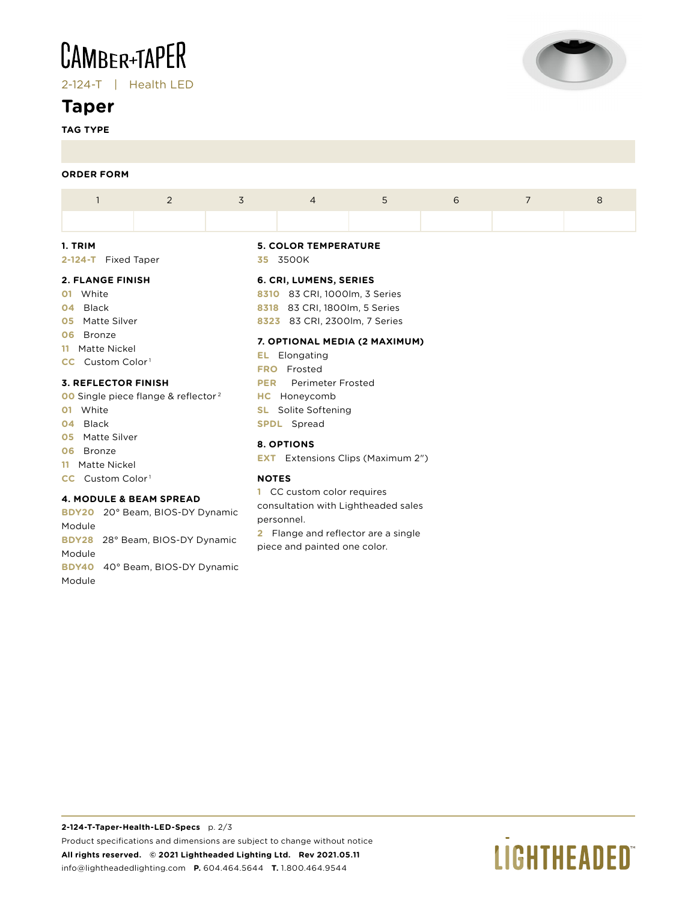# CAMBER+TAPER

2-124-T | Health LED

## Taper

**TAG TYPE**

**ORDER FORM**

| 1 | 2 | 3 | 4 | 5 | 6 | 7 | 8 |
|---|---|---|---|---|---|---|---|
| | | | | | | | |

### 1. TRIM

**2-124-T** Fixed Taper

### 2. FLANGE FINISH

**01** White
**04** Black
**05** Matte Silver
**06** Bronze
**11** Matte Nickel
**CC** Custom Color [1]

### 3. REFLECTOR FINISH

**00** Single piece flange & reflector [2]
**01** White
**04** Black
**05** Matte Silver
**06** Bronze
**11** Matte Nickel
**CC** Custom Color [1]

### 4. MODULE & BEAM SPREAD

**BDY20** 20° Beam, BIOS-DY Dynamic Module
**BDY28** 28° Beam, BIOS-DY Dynamic Module
**BDY40** 40° Beam, BIOS-DY Dynamic Module

### 5. COLOR TEMPERATURE

**35** 3500K

### 6. CRI, LUMENS, SERIES

**8310** 83 CRI, 1000lm, 3 Series
**8318** 83 CRI, 1800lm, 5 Series
**8323** 83 CRI, 2300lm, 7 Series

### 7. OPTIONAL MEDIA (2 MAXIMUM)

**EL** Elongating
**FRO** Frosted
**PER** Perimeter Frosted
**HC** Honeycomb
**SL** Solite Softening
**SPDL** Spread

### 8. OPTIONS

**EXT** Extensions Clips (Maximum 2")

### NOTES

**1** CC custom color requires consultation with Lightheaded sales personnel.

**2** Flange and reflector are a single piece and painted one color.

**2-124-T-Taper-Health-LED-Specs**

Product specifications and dimensions are subject to change without notice

**All rights reserved. © 2021 Lightheaded Lighting Ltd. Rev 2021.05.11**

info@lightheadedlighting.com **P.** 604.464.5644 **T.** 1.800.464.9544

LIGHTHEADED™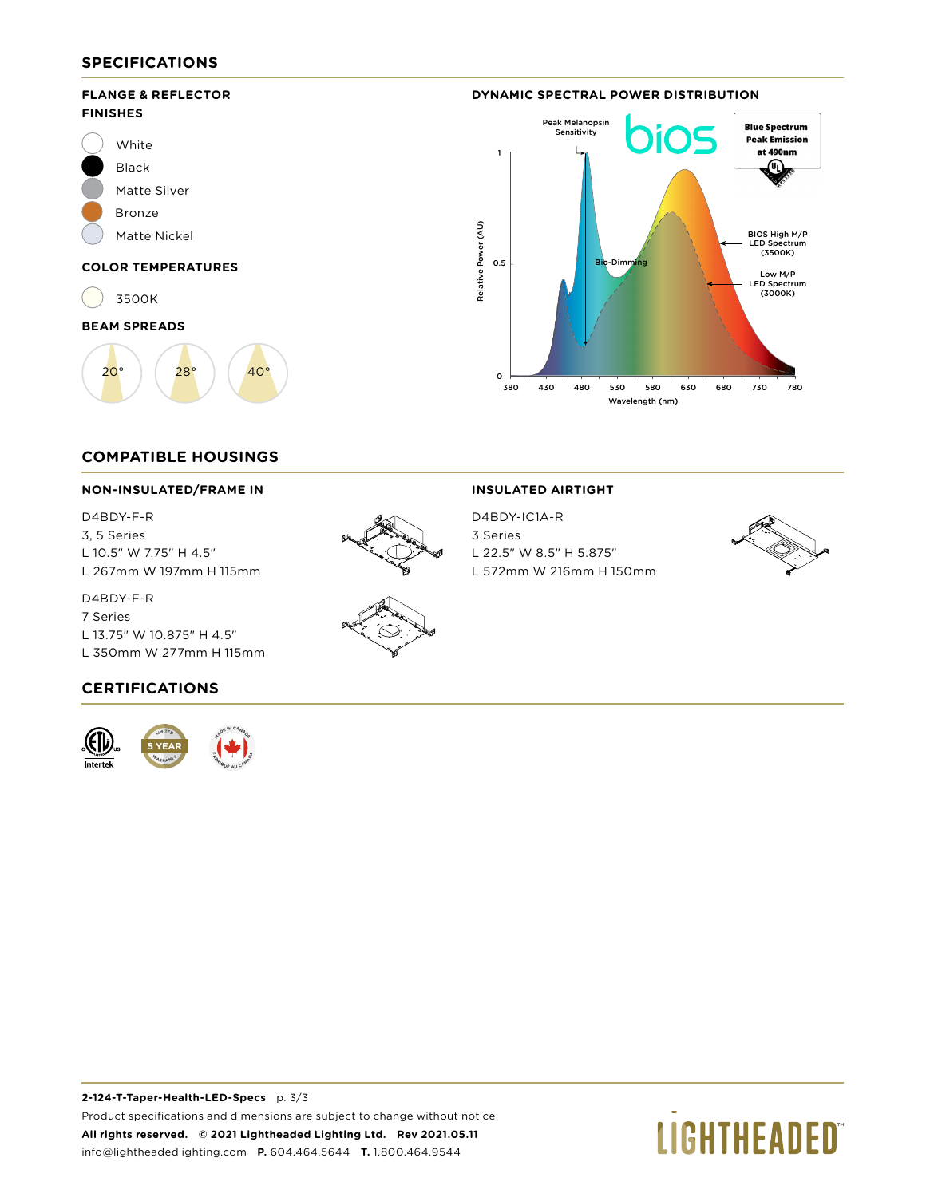## SPECIFICATIONS

### FLANGE & REFLECTOR FINISHES

- White
- Black
- Matte Silver
- Bronze
- Matte Nickel

### COLOR TEMPERATURES

- 3500K

### BEAM SPREADS

20° 28° 40°

### DYNAMIC SPECTRAL POWER DISTRIBUTION

Peak Melanopsin Sensitivity

bios

Blue Spectrum Peak Emission at 490nm

Relative Power (AU)

1

0.5

0

Bio-Dimming

BIOS High M/P LED Spectrum (3500K)

Low M/P LED Spectrum (3000K)

380 430 480 530 580 630 680 730 780

Wavelength (nm)

## COMPATIBLE HOUSINGS

### NON-INSULATED/FRAME IN

D4BDY-F-R
3, 5 Series
L 10.5" W 7.75" H 4.5"
L 267mm W 197mm H 115mm

D4BDY-F-R
7 Series
L 13.75" W 10.875" H 4.5"
L 350mm W 277mm H 115mm

### INSULATED AIRTIGHT

D4BDY-IC1A-R
3 Series
L 22.5" W 8.5" H 5.875"
L 572mm W 216mm H 150mm

## CERTIFICATIONS

Intertek

LIMITED 5 YEAR WARRANTY

MADE IN CANADA / FABRIQUÉ AU CANADA

**2-124-T-Taper-Health-LED-Specs** p. 3/3

Product specifications and dimensions are subject to change without notice

**All rights reserved. © 2021 Lightheaded Lighting Ltd. Rev 2021.05.11**

info@lightheadedlighting.com **P.** 604.464.5644 **T.** 1.800.464.9544

LIGHTHEADED™